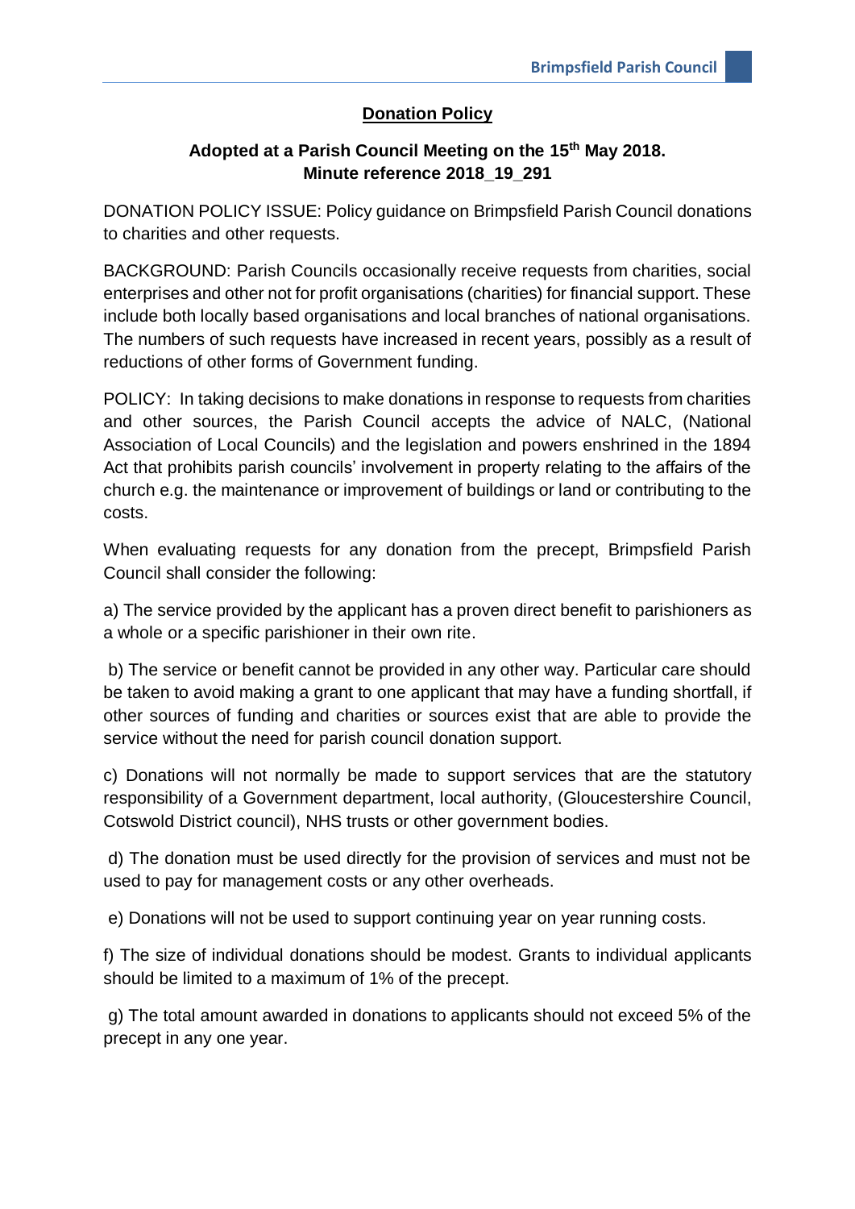# Donation Policy

## Adopted at a Parish Council Meeting on the 15th May 2018. Minute reference 2018_19_291

DONATION POLICY ISSUE: Policy guidance on Brimpsfield Parish Council donations to charities and other requests.

BACKGROUND: Parish Councils occasionally receive requests from charities, social enterprises and other not for profit organisations (charities) for financial support. These include both locally based organisations and local branches of national organisations. The numbers of such requests have increased in recent years, possibly as a result of reductions of other forms of Government funding.

POLICY: In taking decisions to make donations in response to requests from charities and other sources, the Parish Council accepts the advice of NALC, (National Association of Local Councils) and the legislation and powers enshrined in the 1894 Act that prohibits parish councils' involvement in property relating to the affairs of the church e.g. the maintenance or improvement of buildings or land or contributing to the costs.

When evaluating requests for any donation from the precept, Brimpsfield Parish Council shall consider the following:

a) The service provided by the applicant has a proven direct benefit to parishioners as a whole or a specific parishioner in their own rite.

b) The service or benefit cannot be provided in any other way. Particular care should be taken to avoid making a grant to one applicant that may have a funding shortfall, if other sources of funding and charities or sources exist that are able to provide the service without the need for parish council donation support.

c) Donations will not normally be made to support services that are the statutory responsibility of a Government department, local authority, (Gloucestershire Council, Cotswold District council), NHS trusts or other government bodies.

d) The donation must be used directly for the provision of services and must not be used to pay for management costs or any other overheads.

e) Donations will not be used to support continuing year on year running costs.

f) The size of individual donations should be modest. Grants to individual applicants should be limited to a maximum of 1% of the precept.

g) The total amount awarded in donations to applicants should not exceed 5% of the precept in any one year.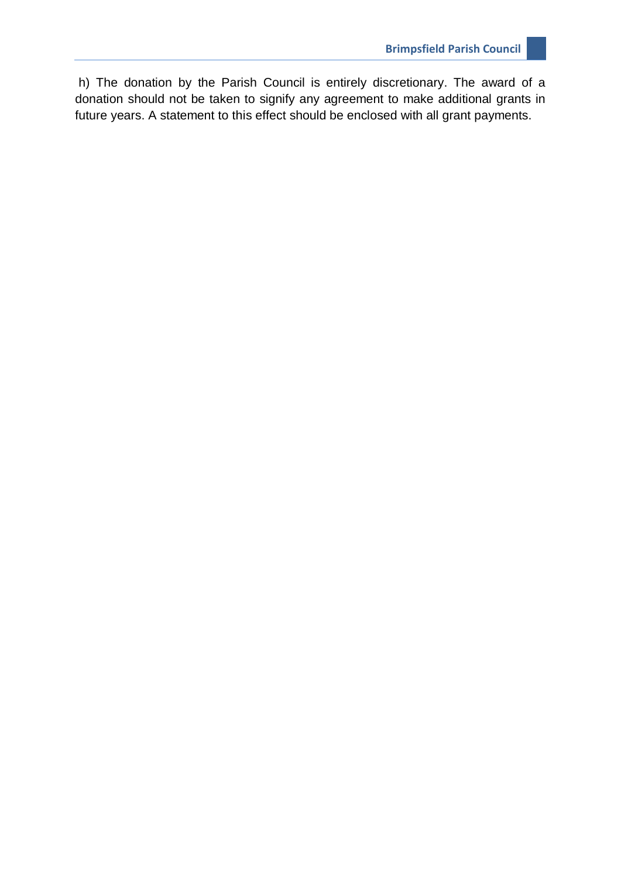h) The donation by the Parish Council is entirely discretionary. The award of a donation should not be taken to signify any agreement to make additional grants in future years. A statement to this effect should be enclosed with all grant payments.